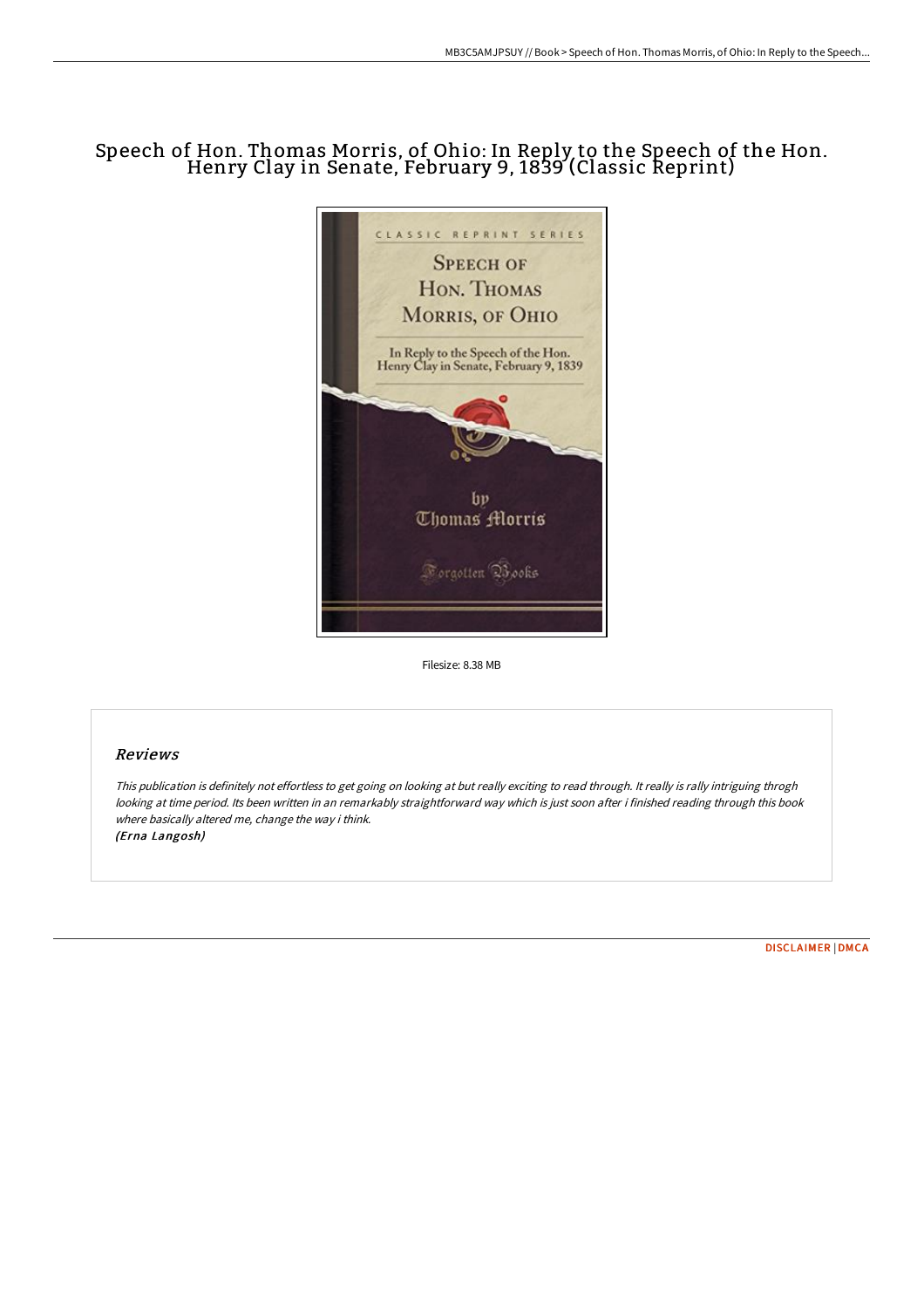# Speech of Hon. Thomas Morris, of Ohio: In Reply to the Speech of the Hon. Henry Clay in Senate, February 9, 1839 (Classic Reprint)

Filesize: 8.38 MB

## Reviews

*This publication is definitely not effortless to get going on looking at but really exciting to read through. It really is rally intriguing throgh looking at time period. Its been written in an remarkably straightforward way which is just soon after i finished reading through this book where basically altered me, change the way i think.*
*(Erna Langosh)*

DISCLAIMER | DMCA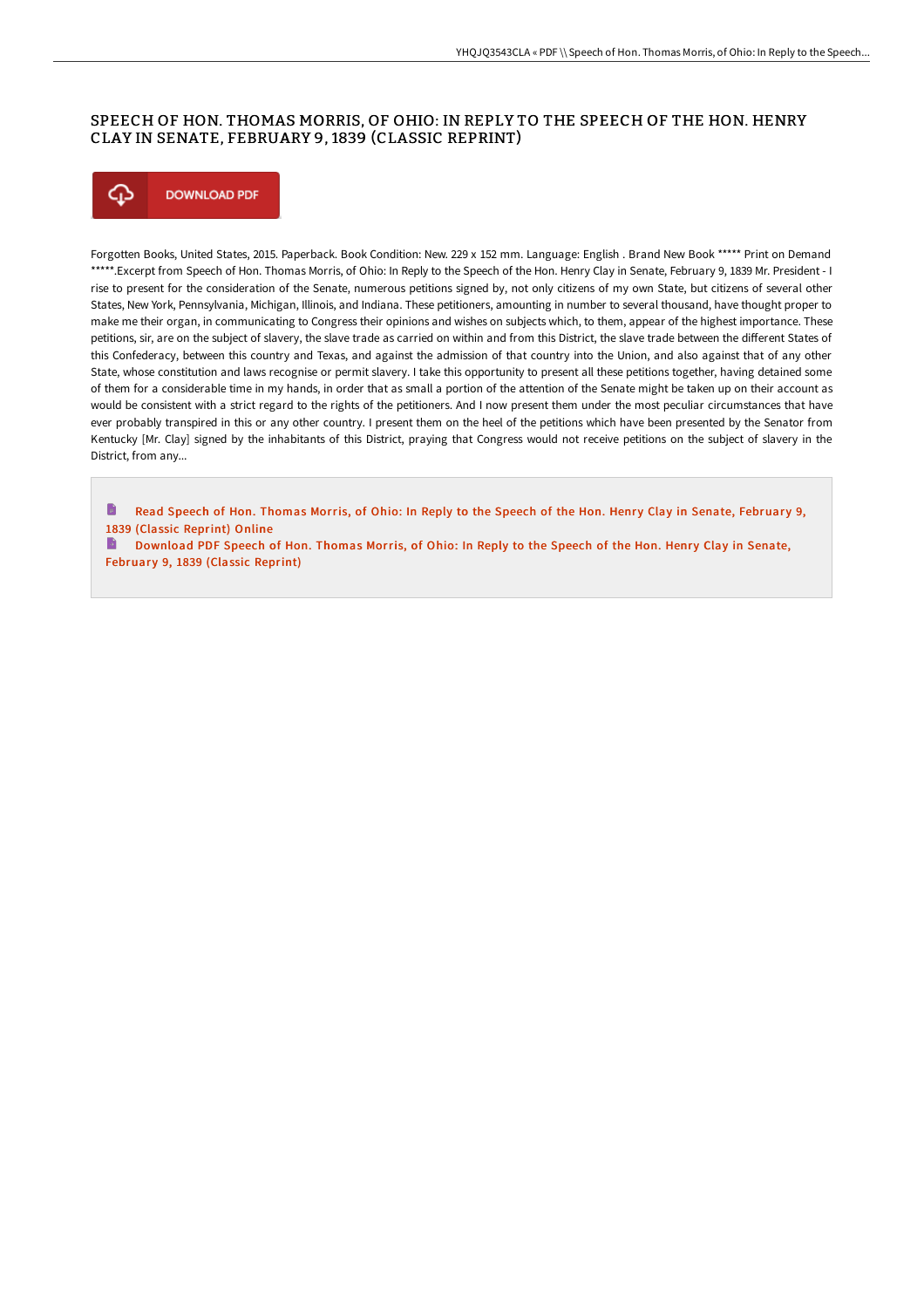# SPEECH OF HON. THOMAS MORRIS, OF OHIO: IN REPLY TO THE SPEECH OF THE HON. HENRY CLAY IN SENATE, FEBRUARY 9, 1839 (CLASSIC REPRINT)

DOWNLOAD PDF

Forgotten Books, United States, 2015. Paperback. Book Condition: New. 229 x 152 mm. Language: English . Brand New Book ***** Print on Demand *****.Excerpt from Speech of Hon. Thomas Morris, of Ohio: In Reply to the Speech of the Hon. Henry Clay in Senate, February 9, 1839 Mr. President - I rise to present for the consideration of the Senate, numerous petitions signed by, not only citizens of my own State, but citizens of several other States, New York, Pennsylvania, Michigan, Illinois, and Indiana. These petitioners, amounting in number to several thousand, have thought proper to make me their organ, in communicating to Congress their opinions and wishes on subjects which, to them, appear of the highest importance. These petitions, sir, are on the subject of slavery, the slave trade as carried on within and from this District, the slave trade between the different States of this Confederacy, between this country and Texas, and against the admission of that country into the Union, and also against that of any other State, whose constitution and laws recognise or permit slavery. I take this opportunity to present all these petitions together, having detained some of them for a considerable time in my hands, in order that as small a portion of the attention of the Senate might be taken up on their account as would be consistent with a strict regard to the rights of the petitioners. And I now present them under the most peculiar circumstances that have ever probably transpired in this or any other country. I present them on the heel of the petitions which have been presented by the Senator from Kentucky [Mr. Clay] signed by the inhabitants of this District, praying that Congress would not receive petitions on the subject of slavery in the District, from any...

Read Speech of Hon. Thomas Morris, of Ohio: In Reply to the Speech of the Hon. Henry Clay in Senate, February 9, 1839 (Classic Reprint) Online

Download PDF Speech of Hon. Thomas Morris, of Ohio: In Reply to the Speech of the Hon. Henry Clay in Senate, February 9, 1839 (Classic Reprint)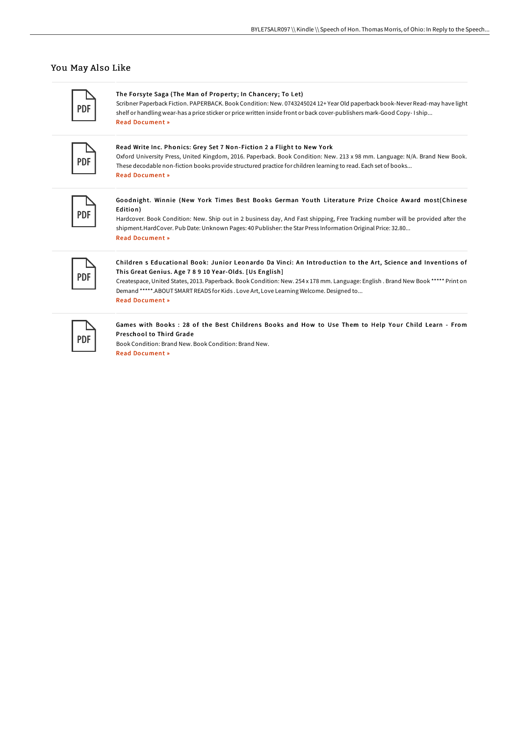## You May Also Like

**The Forsyte Saga (The Man of Property; In Chancery; To Let)**

Scribner Paperback Fiction. PAPERBACK. Book Condition: New. 0743245024 12+ Year Old paperback book-Never Read-may have light shelf or handling wear-has a price sticker or price written inside front or back cover-publishers mark-Good Copy- I ship...

Read Document »

**Read Write Inc. Phonics: Grey Set 7 Non-Fiction 2 a Flight to New York**

Oxford University Press, United Kingdom, 2016. Paperback. Book Condition: New. 213 x 98 mm. Language: N/A. Brand New Book. These decodable non-fiction books provide structured practice for children learning to read. Each set of books...

Read Document »

**Goodnight. Winnie (New York Times Best Books German Youth Literature Prize Choice Award most(Chinese Edition)**

Hardcover. Book Condition: New. Ship out in 2 business day, And Fast shipping, Free Tracking number will be provided after the shipment.HardCover. Pub Date: Unknown Pages: 40 Publisher: the Star Press Information Original Price: 32.80...

Read Document »

**Children s Educational Book: Junior Leonardo Da Vinci: An Introduction to the Art, Science and Inventions of This Great Genius. Age 7 8 9 10 Year-Olds. [Us English]**

Createspace, United States, 2013. Paperback. Book Condition: New. 254 x 178 mm. Language: English . Brand New Book ***** Print on Demand *****.ABOUT SMART READS for Kids . Love Art, Love Learning Welcome. Designed to...

Read Document »

**Games with Books : 28 of the Best Childrens Books and How to Use Them to Help Your Child Learn - From Preschool to Third Grade**

Book Condition: Brand New. Book Condition: Brand New.

Read Document »